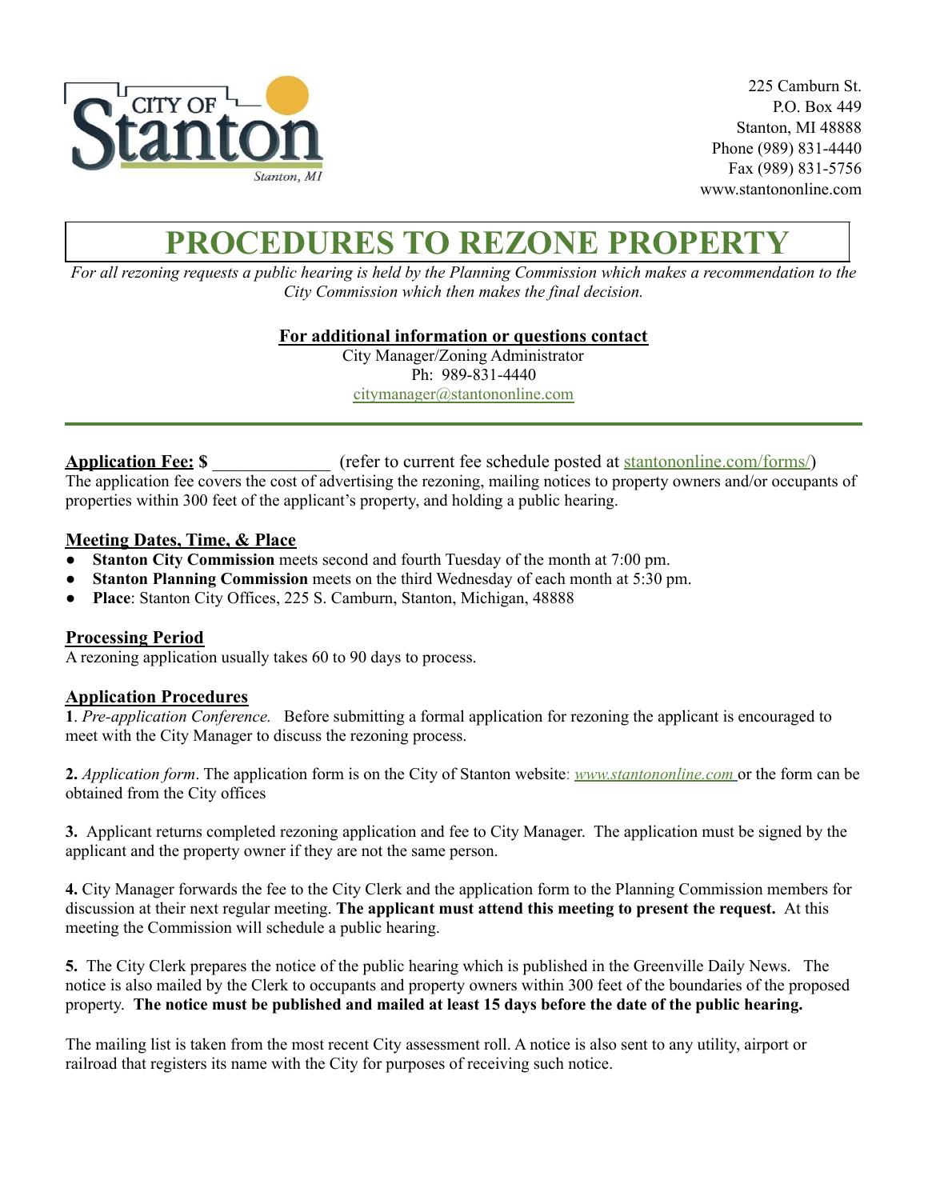CITY OF Stanton
Stanton, MI

225 Camburn St.
P.O. Box 449
Stanton, MI 48888
Phone (989) 831-4440
Fax (989) 831-5756
www.stantononline.com

# PROCEDURES TO REZONE PROPERTY

*For all rezoning requests a public hearing is held by the Planning Commission which makes a recommendation to the City Commission which then makes the final decision.*

**For additional information or questions contact**
City Manager/Zoning Administrator
Ph: 989-831-4440
citymanager@stantononline.com

---

**Application Fee: $** _____________ (refer to current fee schedule posted at stantononline.com/forms/)
The application fee covers the cost of advertising the rezoning, mailing notices to property owners and/or occupants of properties within 300 feet of the applicant's property, and holding a public hearing.

## Meeting Dates, Time, & Place

- **Stanton City Commission** meets second and fourth Tuesday of the month at 7:00 pm.
- **Stanton Planning Commission** meets on the third Wednesday of each month at 5:30 pm.
- **Place**: Stanton City Offices, 225 S. Camburn, Stanton, Michigan, 48888

## Processing Period

A rezoning application usually takes 60 to 90 days to process.

## Application Procedures

**1**. *Pre-application Conference.* Before submitting a formal application for rezoning the applicant is encouraged to meet with the City Manager to discuss the rezoning process.

**2.** *Application form*. The application form is on the City of Stanton website: *www.stantononline.com* or the form can be obtained from the City offices

**3.** Applicant returns completed rezoning application and fee to City Manager. The application must be signed by the applicant and the property owner if they are not the same person.

**4.** City Manager forwards the fee to the City Clerk and the application form to the Planning Commission members for discussion at their next regular meeting. **The applicant must attend this meeting to present the request.** At this meeting the Commission will schedule a public hearing.

**5.** The City Clerk prepares the notice of the public hearing which is published in the Greenville Daily News. The notice is also mailed by the Clerk to occupants and property owners within 300 feet of the boundaries of the proposed property. **The notice must be published and mailed at least 15 days before the date of the public hearing.**

The mailing list is taken from the most recent City assessment roll. A notice is also sent to any utility, airport or railroad that registers its name with the City for purposes of receiving such notice.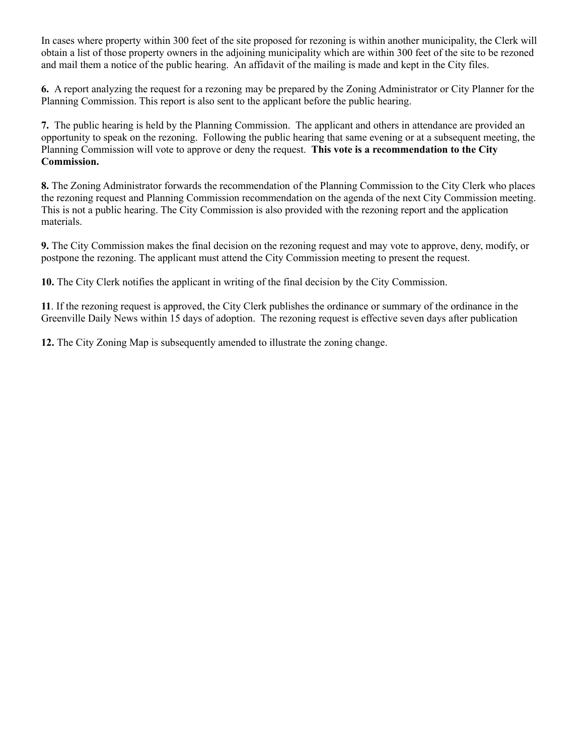In cases where property within 300 feet of the site proposed for rezoning is within another municipality, the Clerk will obtain a list of those property owners in the adjoining municipality which are within 300 feet of the site to be rezoned and mail them a notice of the public hearing. An affidavit of the mailing is made and kept in the City files.

**6.** A report analyzing the request for a rezoning may be prepared by the Zoning Administrator or City Planner for the Planning Commission. This report is also sent to the applicant before the public hearing.

**7.** The public hearing is held by the Planning Commission. The applicant and others in attendance are provided an opportunity to speak on the rezoning. Following the public hearing that same evening or at a subsequent meeting, the Planning Commission will vote to approve or deny the request. **This vote is a recommendation to the City Commission.**

**8.** The Zoning Administrator forwards the recommendation of the Planning Commission to the City Clerk who places the rezoning request and Planning Commission recommendation on the agenda of the next City Commission meeting. This is not a public hearing. The City Commission is also provided with the rezoning report and the application materials.

**9.** The City Commission makes the final decision on the rezoning request and may vote to approve, deny, modify, or postpone the rezoning. The applicant must attend the City Commission meeting to present the request.

**10.** The City Clerk notifies the applicant in writing of the final decision by the City Commission.

**11**. If the rezoning request is approved, the City Clerk publishes the ordinance or summary of the ordinance in the Greenville Daily News within 15 days of adoption. The rezoning request is effective seven days after publication

**12.** The City Zoning Map is subsequently amended to illustrate the zoning change.